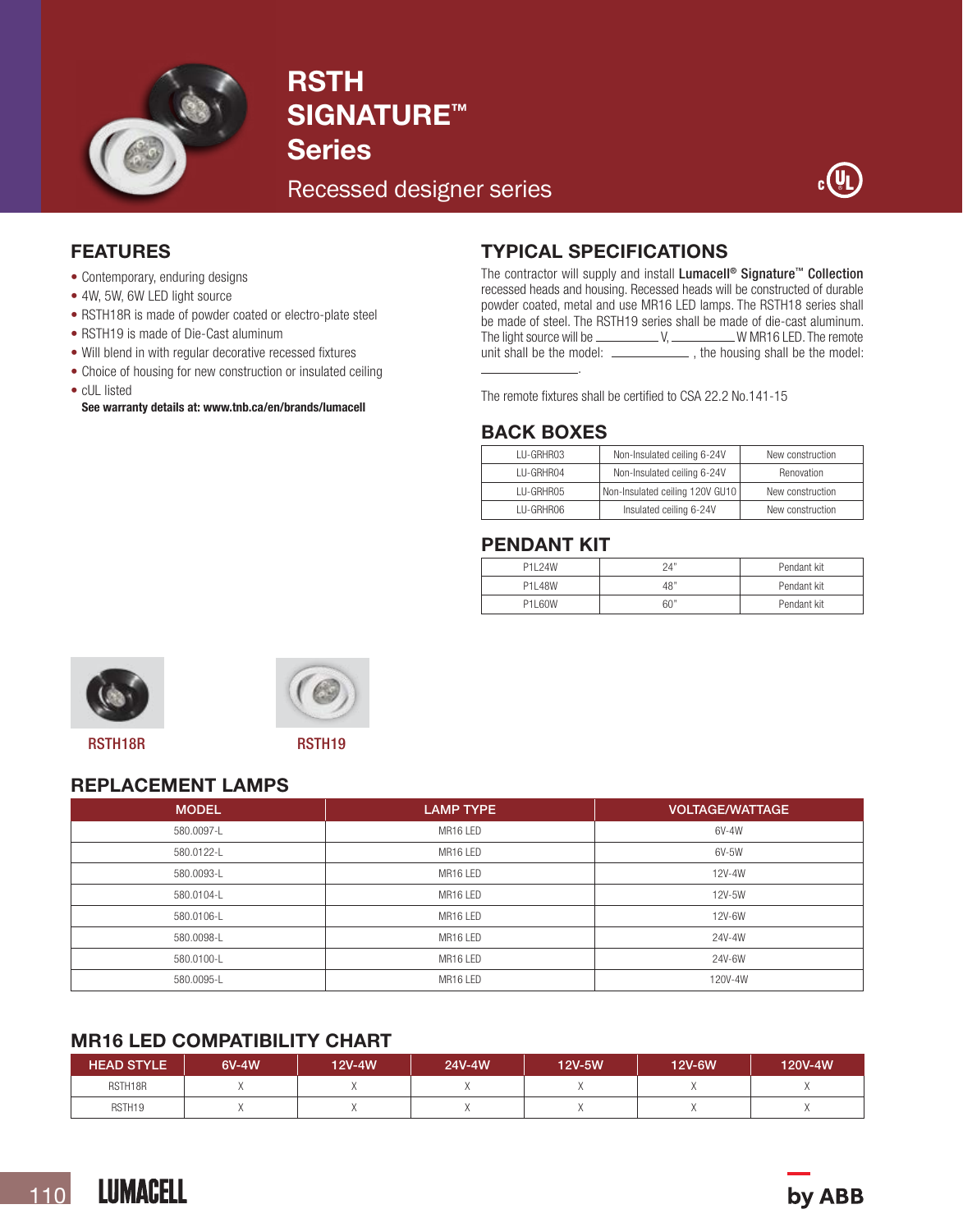# RSTH SIGNATURE™ Series

Recessed designer series

## FEATURES

- Contemporary, enduring designs
- 4W, 5W, 6W LED light source
- RSTH18R is made of powder coated or electro-plate steel
- RSTH19 is made of Die-Cast aluminum
- Will blend in with regular decorative recessed fixtures
- Choice of housing for new construction or insulated ceiling
- cUL listed

**See warranty details at: www.tnb.ca/en/brands/lumacell**

## TYPICAL SPECIFICATIONS

The contractor will supply and install **Lumacell® Signature™ Collection** recessed heads and housing. Recessed heads will be constructed of durable powder coated, metal and use MR16 LED lamps. The RSTH18 series shall be made of steel. The RSTH19 series shall be made of die-cast aluminum. The light source will be __________ V, __________ W MR16 LED. The remote unit shall be the model: ____________ , the housing shall be the model: ____________.

The remote fixtures shall be certified to CSA 22.2 No.141-15

## BACK BOXES

| | | |
|---|---|---|
| LU-GRHR03 | Non-Insulated ceiling 6-24V | New construction |
| LU-GRHR04 | Non-Insulated ceiling 6-24V | Renovation |
| LU-GRHR05 | Non-Insulated ceiling 120V GU10 | New construction |
| LU-GRHR06 | Insulated ceiling 6-24V | New construction |

## PENDANT KIT

| | | |
|---|---|---|
| P1L24W | 24" | Pendant kit |
| P1L48W | 48" | Pendant kit |
| P1L60W | 60" | Pendant kit |

RSTH18R

RSTH19

## REPLACEMENT LAMPS

| MODEL | LAMP TYPE | VOLTAGE/WATTAGE |
|---|---|---|
| 580.0097-L | MR16 LED | 6V-4W |
| 580.0122-L | MR16 LED | 6V-5W |
| 580.0093-L | MR16 LED | 12V-4W |
| 580.0104-L | MR16 LED | 12V-5W |
| 580.0106-L | MR16 LED | 12V-6W |
| 580.0098-L | MR16 LED | 24V-4W |
| 580.0100-L | MR16 LED | 24V-6W |
| 580.0095-L | MR16 LED | 120V-4W |

## MR16 LED COMPATIBILITY CHART

| HEAD STYLE | 6V-4W | 12V-4W | 24V-4W | 12V-5W | 12V-6W | 120V-4W |
|---|---|---|---|---|---|---|
| RSTH18R | X | X | X | X | X | X |
| RSTH19 | X | X | X | X | X | X |

LUMACELL by ABB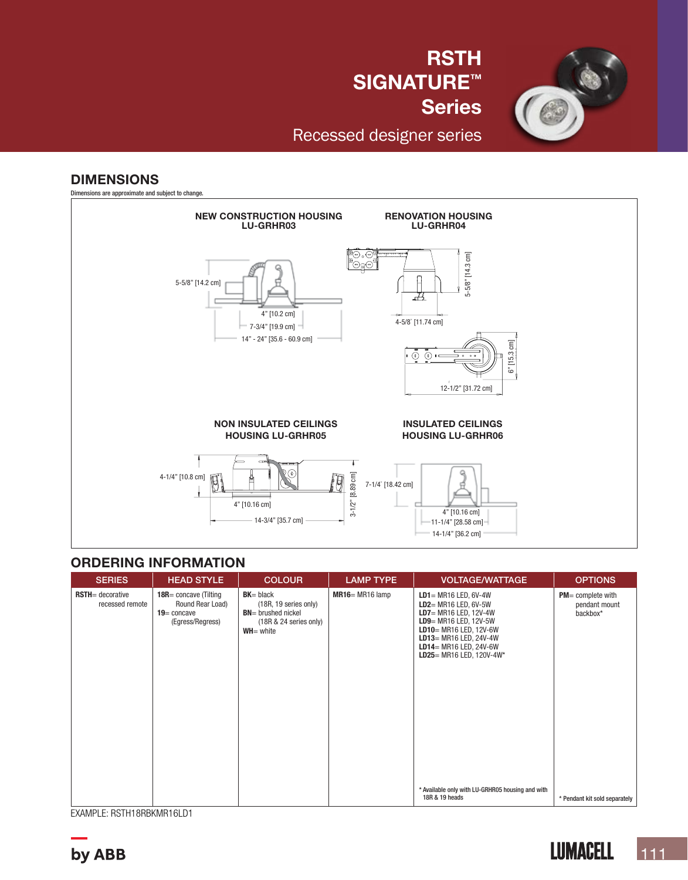# RSTH SIGNATURE™ Series

Recessed designer series

## DIMENSIONS

Dimensions are approximate and subject to change.

**NEW CONSTRUCTION HOUSING LU-GRHR03**

5-5/8" [14.2 cm]
4" [10.2 cm]
7-3/4" [19.9 cm]
14" - 24" [35.6 - 60.9 cm]

**RENOVATION HOUSING LU-GRHR04**

5-5/8" [14.3 cm]
4-5/8" [11.74 cm]
6" [15.3 cm]
12-1/2" [31.72 cm]

**NON INSULATED CEILINGS HOUSING LU-GRHR05**

4-1/4" [10.8 cm]
3-1/2" [8.89 cm]
4" [10.16 cm]
14-3/4" [35.7 cm]

**INSULATED CEILINGS HOUSING LU-GRHR06**

7-1/4" [18.42 cm]
4" [10.16 cm]
11-1/4" [28.58 cm]
14-1/4" [36.2 cm]

## ORDERING INFORMATION

| SERIES | HEAD STYLE | COLOUR | LAMP TYPE | VOLTAGE/WATTAGE | OPTIONS |
|---|---|---|---|---|---|
| **RSTH**= decorative recessed remote | **18R**= concave (Tilting Round Rear Load)<br>**19**= concave (Egress/Regress) | **BK**= black (18R, 19 series only)<br>**BN**= brushed nickel (18R & 24 series only)<br>**WH**= white | **MR16**= MR16 lamp | **LD1**= MR16 LED, 6V-4W<br>**LD2**= MR16 LED, 6V-5W<br>**LD7**= MR16 LED, 12V-4W<br>**LD9**= MR16 LED, 12V-5W<br>**LD10**= MR16 LED, 12V-6W<br>**LD13**= MR16 LED, 24V-4W<br>**LD14**= MR16 LED, 24V-6W<br>**LD25**= MR16 LED, 120V-4W*<br><br>* Available only with LU-GRHR05 housing and with 18R & 19 heads | **PM**= complete with pendant mount backbox*<br><br>* Pendant kit sold separately |

EXAMPLE: RSTH18RBKMR16LD1

by ABB

LUMACELL